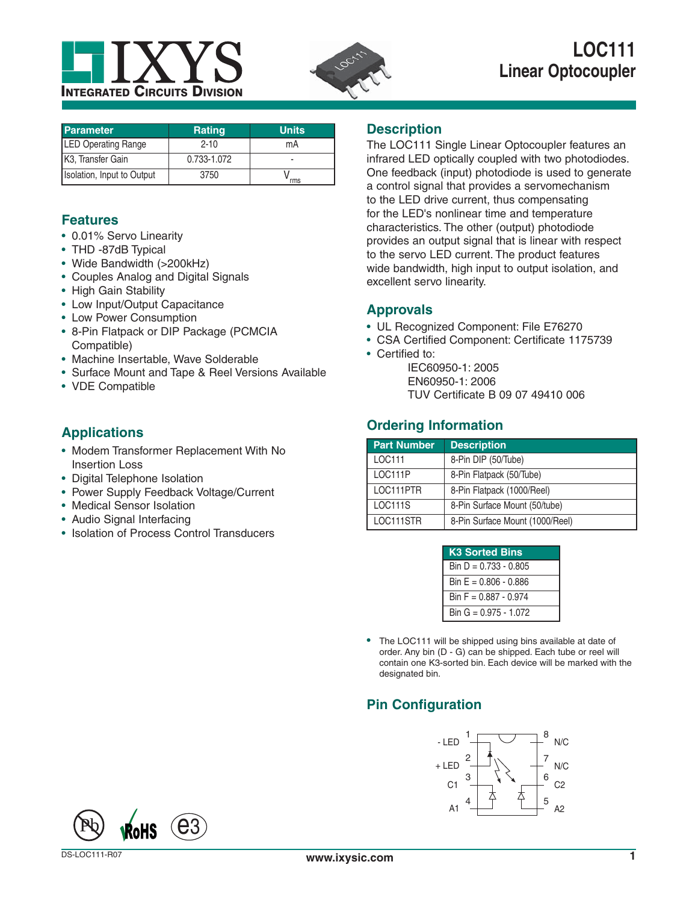# LOC111
## Linear Optocoupler

| Parameter | Rating | Units |
|---|---|---|
| LED Operating Range | 2-10 | mA |
| K3, Transfer Gain | 0.733-1.072 | - |
| Isolation, Input to Output | 3750 | $V_{rms}$ |

## Features

- 0.01% Servo Linearity
- THD -87dB Typical
- Wide Bandwidth (>200kHz)
- Couples Analog and Digital Signals
- High Gain Stability
- Low Input/Output Capacitance
- Low Power Consumption
- 8-Pin Flatpack or DIP Package (PCMCIA Compatible)
- Machine Insertable, Wave Solderable
- Surface Mount and Tape & Reel Versions Available
- VDE Compatible

## Applications

- Modem Transformer Replacement With No Insertion Loss
- Digital Telephone Isolation
- Power Supply Feedback Voltage/Current
- Medical Sensor Isolation
- Audio Signal Interfacing
- Isolation of Process Control Transducers

## Description

The LOC111 Single Linear Optocoupler features an infrared LED optically coupled with two photodiodes. One feedback (input) photodiode is used to generate a control signal that provides a servomechanism to the LED drive current, thus compensating for the LED's nonlinear time and temperature characteristics. The other (output) photodiode provides an output signal that is linear with respect to the servo LED current. The product features wide bandwidth, high input to output isolation, and excellent servo linearity.

## Approvals

- UL Recognized Component: File E76270
- CSA Certified Component: Certificate 1175739
- Certified to:
  - IEC60950-1: 2005
  - EN60950-1: 2006
  - TUV Certificate B 09 07 49410 006

## Ordering Information

| Part Number | Description |
|---|---|
| LOC111 | 8-Pin DIP (50/Tube) |
| LOC111P | 8-Pin Flatpack (50/Tube) |
| LOC111PTR | 8-Pin Flatpack (1000/Reel) |
| LOC111S | 8-Pin Surface Mount (50/tube) |
| LOC111STR | 8-Pin Surface Mount (1000/Reel) |

| K3 Sorted Bins |
|---|
| Bin D = 0.733 - 0.805 |
| Bin E = 0.806 - 0.886 |
| Bin F = 0.887 - 0.974 |
| Bin G = 0.975 - 1.072 |

- The LOC111 will be shipped using bins available at date of order. Any bin (D - G) can be shipped. Each tube or reel will contain one K3-sorted bin. Each device will be marked with the designated bin.

## Pin Configuration

| Pin | Function | Pin | Function |
|---|---|---|---|
| 1 | - LED | 8 | N/C |
| 2 | + LED | 7 | N/C |
| 3 | C1 | 6 | C2 |
| 4 | A1 | 5 | A2 |

DS-LOC111-R07

www.ixysic.com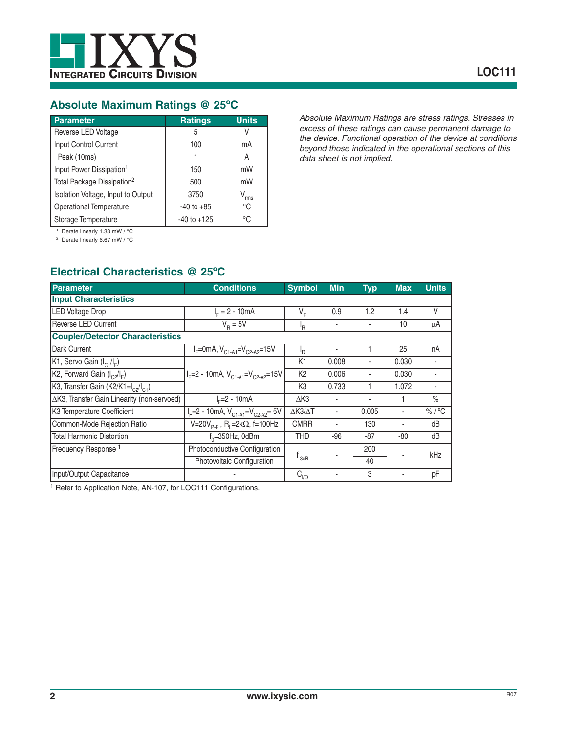## Absolute Maximum Ratings @ 25°C

| Parameter | Ratings | Units |
|---|---|---|
| Reverse LED Voltage | 5 | V |
| Input Control Current | 100 | mA |
| Peak (10ms) | 1 | A |
| Input Power Dissipation[1] | 150 | mW |
| Total Package Dissipation[2] | 500 | mW |
| Isolation Voltage, Input to Output | 3750 | $V_{rms}$ |
| Operational Temperature | -40 to +85 | °C |
| Storage Temperature | -40 to +125 | °C |

[1] Derate linearly 1.33 mW / °C

[2] Derate linearly 6.67 mW / °C

*Absolute Maximum Ratings are stress ratings. Stresses in excess of these ratings can cause permanent damage to the device. Functional operation of the device at conditions beyond those indicated in the operational sections of this data sheet is not implied.*

## Electrical Characteristics @ 25°C

| Parameter | Conditions | Symbol | Min | Typ | Max | Units |
|---|---|---|---|---|---|---|
| **Input Characteristics** | | | | | | |
| LED Voltage Drop | $I_F$ = 2 - 10mA | $V_F$ | 0.9 | 1.2 | 1.4 | V |
| Reverse LED Current | $V_R$ = 5V | $I_R$ | - | - | 10 | μA |
| **Coupler/Detector Characteristics** | | | | | | |
| Dark Current | $I_F$=0mA, $V_{C1-A1}$=$V_{C2-A2}$=15V | $I_D$ | - | 1 | 25 | nA |
| K1, Servo Gain ($I_{C1}/I_F$) | $I_F$=2 - 10mA, $V_{C1-A1}$=$V_{C2-A2}$=15V | K1 | 0.008 | - | 0.030 | - |
| K2, Forward Gain ($I_{C2}/I_F$) | | K2 | 0.006 | - | 0.030 | - |
| K3, Transfer Gain (K2/K1=$I_{C2}/I_{C1}$) | | K3 | 0.733 | 1 | 1.072 | - |
| ΔK3, Transfer Gain Linearity (non-servoed) | $I_F$=2 - 10mA | ΔK3 | - | - | 1 | % |
| K3 Temperature Coefficient | $I_F$=2 - 10mA, $V_{C1-A1}$=$V_{C2-A2}$= 5V | ΔK3/ΔT | - | 0.005 | - | % / °C |
| Common-Mode Rejection Ratio | V=20$V_{P-P}$ , $R_L$=2kΩ, f=100Hz | CMRR | - | 130 | - | dB |
| Total Harmonic Distortion | $f_0$=350Hz, 0dBm | THD | -96 | -87 | -80 | dB |
| Frequency Response[1] | Photoconductive Configuration | $f_{-3dB}$ | - | 200 | - | kHz |
| | Photovoltaic Configuration | | | 40 | | |
| Input/Output Capacitance | - | $C_{I/O}$ | - | 3 | - | pF |

[1] Refer to Application Note, AN-107, for LOC111 Configurations.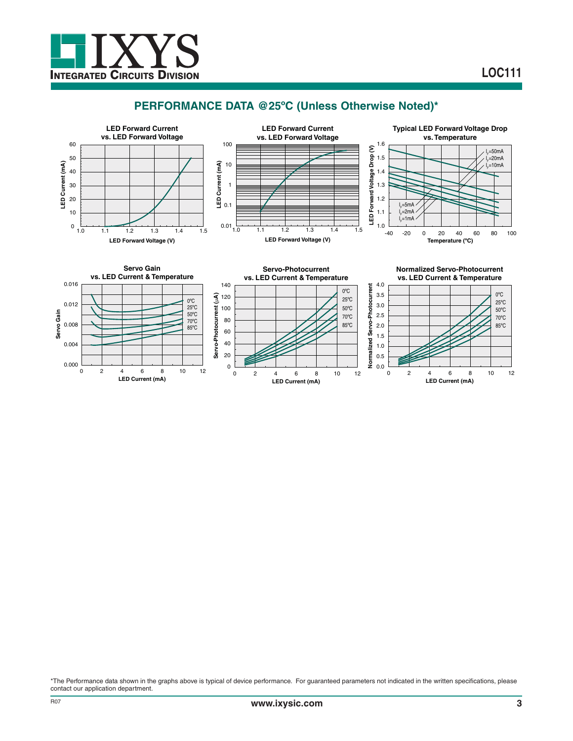## PERFORMANCE DATA @25ºC (Unless Otherwise Noted)*

**LED Forward Current vs. LED Forward Voltage**

**LED Forward Current vs. LED Forward Voltage**

**Typical LED Forward Voltage Drop vs. Temperature**

**Servo Gain vs. LED Current & Temperature**

**Servo-Photocurrent vs. LED Current & Temperature**

**Normalized Servo-Photocurrent vs. LED Current & Temperature**

*The Performance data shown in the graphs above is typical of device performance. For guaranteed parameters not indicated in the written specifications, please contact our application department.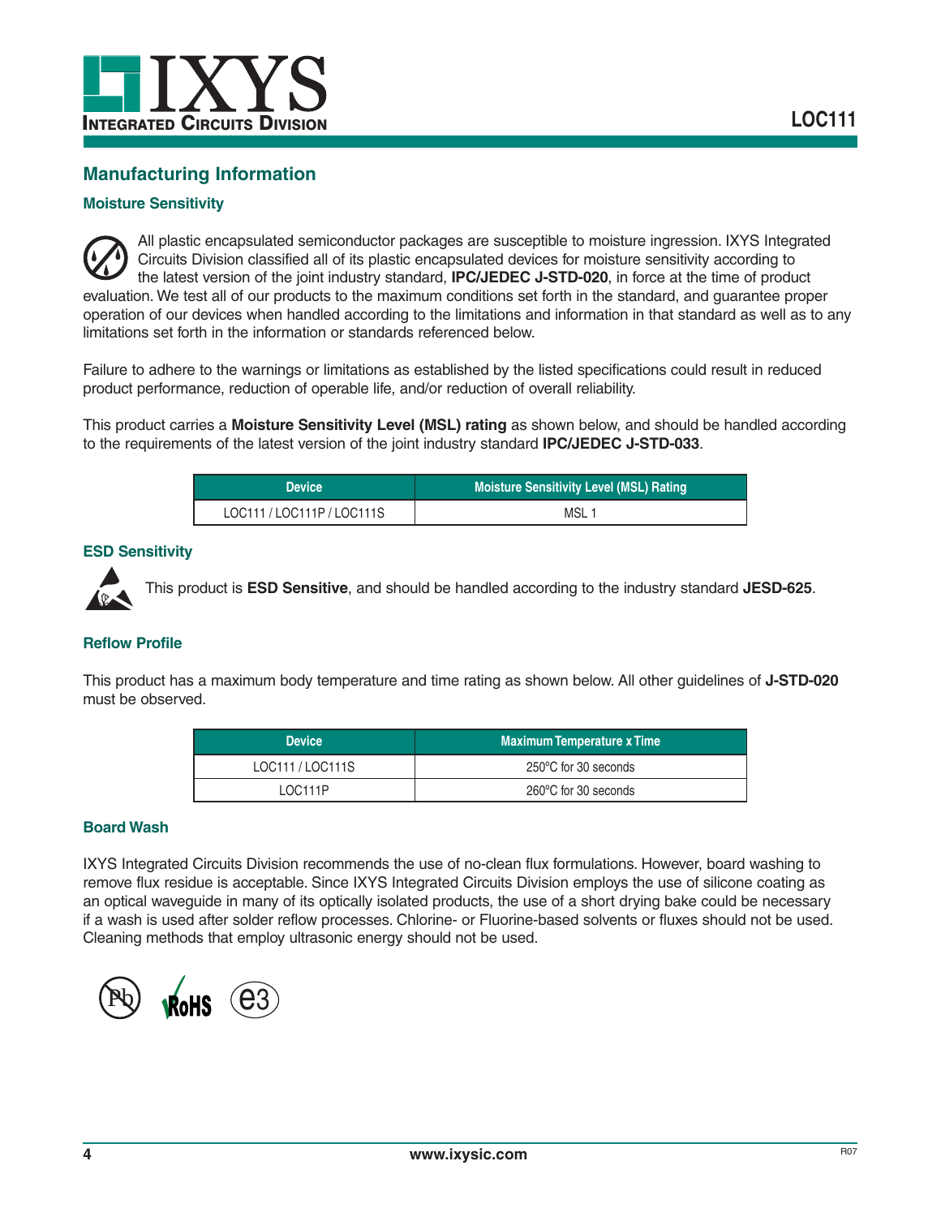## Manufacturing Information

### Moisture Sensitivity

All plastic encapsulated semiconductor packages are susceptible to moisture ingression. IXYS Integrated Circuits Division classified all of its plastic encapsulated devices for moisture sensitivity according to the latest version of the joint industry standard, **IPC/JEDEC J-STD-020**, in force at the time of product evaluation. We test all of our products to the maximum conditions set forth in the standard, and guarantee proper operation of our devices when handled according to the limitations and information in that standard as well as to any limitations set forth in the information or standards referenced below.

Failure to adhere to the warnings or limitations as established by the listed specifications could result in reduced product performance, reduction of operable life, and/or reduction of overall reliability.

This product carries a **Moisture Sensitivity Level (MSL) rating** as shown below, and should be handled according to the requirements of the latest version of the joint industry standard **IPC/JEDEC J-STD-033**.

| Device | Moisture Sensitivity Level (MSL) Rating |
|---|---|
| LOC111 / LOC111P / LOC111S | MSL 1 |

### ESD Sensitivity

This product is **ESD Sensitive**, and should be handled according to the industry standard **JESD-625**.

### Reflow Profile

This product has a maximum body temperature and time rating as shown below. All other guidelines of **J-STD-020** must be observed.

| Device | Maximum Temperature x Time |
|---|---|
| LOC111 / LOC111S | 250°C for 30 seconds |
| LOC111P | 260°C for 30 seconds |

### Board Wash

IXYS Integrated Circuits Division recommends the use of no-clean flux formulations. However, board washing to remove flux residue is acceptable. Since IXYS Integrated Circuits Division employs the use of silicone coating as an optical waveguide in many of its optically isolated products, the use of a short drying bake could be necessary if a wash is used after solder reflow processes. Chlorine- or Fluorine-based solvents or fluxes should not be used. Cleaning methods that employ ultrasonic energy should not be used.

Pb RoHS e3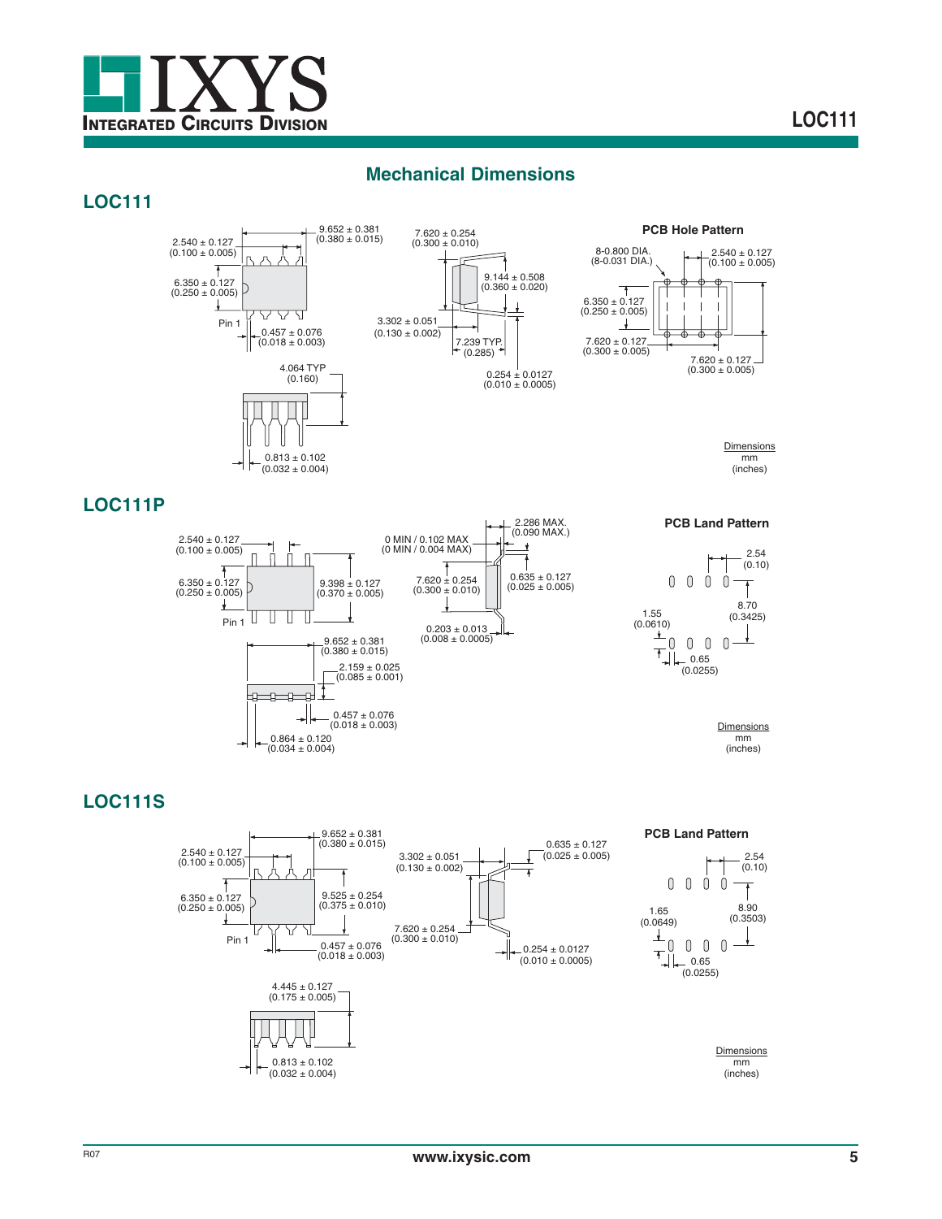## Mechanical Dimensions

### LOC111

9.652 ± 0.381 (0.380 ± 0.015)

2.540 ± 0.127 (0.100 ± 0.005)

6.350 ± 0.127 (0.250 ± 0.005)

Pin 1

0.457 ± 0.076 (0.018 ± 0.003)

4.064 TYP (0.160)

0.813 ± 0.102 (0.032 ± 0.004)

7.620 ± 0.254 (0.300 ± 0.010)

9.144 ± 0.508 (0.360 ± 0.020)

3.302 ± 0.051 (0.130 ± 0.002)

7.239 TYP. (0.285)

0.254 ± 0.0127 (0.010 ± 0.0005)

**PCB Hole Pattern**

8-0.800 DIA. (8-0.031 DIA.)

2.540 ± 0.127 (0.100 ± 0.005)

6.350 ± 0.127 (0.250 ± 0.005)

7.620 ± 0.127 (0.300 ± 0.005)

7.620 ± 0.127 (0.300 ± 0.005)

Dimensions mm (inches)

### LOC111P

2.540 ± 0.127 (0.100 ± 0.005)

6.350 ± 0.127 (0.250 ± 0.005)

9.398 ± 0.127 (0.370 ± 0.005)

Pin 1

9.652 ± 0.381 (0.380 ± 0.015)

2.159 ± 0.025 (0.085 ± 0.001)

0.457 ± 0.076 (0.018 ± 0.003)

0.864 ± 0.120 (0.034 ± 0.004)

0 MIN / 0.102 MAX (0 MIN / 0.004 MAX)

2.286 MAX. (0.090 MAX.)

7.620 ± 0.254 (0.300 ± 0.010)

0.635 ± 0.127 (0.025 ± 0.005)

0.203 ± 0.013 (0.008 ± 0.0005)

**PCB Land Pattern**

2.54 (0.10)

8.70 (0.3425)

1.55 (0.0610)

0.65 (0.0255)

Dimensions mm (inches)

### LOC111S

9.652 ± 0.381 (0.380 ± 0.015)

2.540 ± 0.127 (0.100 ± 0.005)

6.350 ± 0.127 (0.250 ± 0.005)

9.525 ± 0.254 (0.375 ± 0.010)

Pin 1

0.457 ± 0.076 (0.018 ± 0.003)

4.445 ± 0.127 (0.175 ± 0.005)

0.813 ± 0.102 (0.032 ± 0.004)

3.302 ± 0.051 (0.130 ± 0.002)

0.635 ± 0.127 (0.025 ± 0.005)

7.620 ± 0.254 (0.300 ± 0.010)

0.254 ± 0.0127 (0.010 ± 0.0005)

**PCB Land Pattern**

2.54 (0.10)

8.90 (0.3503)

1.65 (0.0649)

0.65 (0.0255)

Dimensions mm (inches)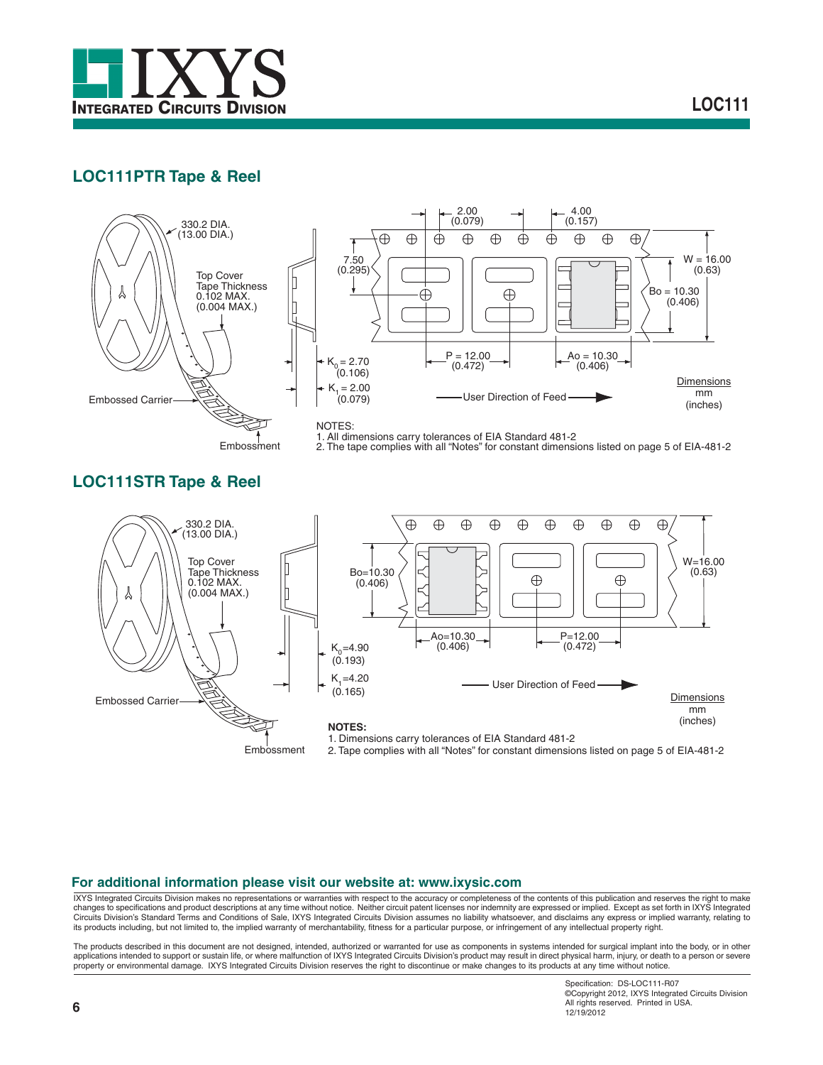## LOC111PTR Tape & Reel

330.2 DIA. (13.00 DIA.)

Top Cover Tape Thickness 0.102 MAX. (0.004 MAX.)

Embossed Carrier

Embossment

2.00 (0.079)

4.00 (0.157)

7.50 (0.295)

W = 16.00 (0.63)

Bo = 10.30 (0.406)

$K_0$ = 2.70 (0.106)

$K_1$ = 2.00 (0.079)

P = 12.00 (0.472)

Ao = 10.30 (0.406)

User Direction of Feed

Dimensions
mm
(inches)

NOTES:
1. All dimensions carry tolerances of EIA Standard 481-2
2. The tape complies with all "Notes" for constant dimensions listed on page 5 of EIA-481-2

## LOC111STR Tape & Reel

330.2 DIA. (13.00 DIA.)

Top Cover Tape Thickness 0.102 MAX. (0.004 MAX.)

Embossed Carrier

Embossment

Bo=10.30 (0.406)

W=16.00 (0.63)

Ao=10.30 (0.406)

P=12.00 (0.472)

$K_0$=4.90 (0.193)

$K_1$=4.20 (0.165)

User Direction of Feed

Dimensions
mm
(inches)

**NOTES:**
1. Dimensions carry tolerances of EIA Standard 481-2
2. Tape complies with all "Notes" for constant dimensions listed on page 5 of EIA-481-2

**For additional information please visit our website at: www.ixysic.com**

IXYS Integrated Circuits Division makes no representations or warranties with respect to the accuracy or completeness of the contents of this publication and reserves the right to make changes to specifications and product descriptions at any time without notice. Neither circuit patent licenses nor indemnity are expressed or implied. Except as set forth in IXYS Integrated Circuits Division's Standard Terms and Conditions of Sale, IXYS Integrated Circuits Division assumes no liability whatsoever, and disclaims any express or implied warranty, relating to its products including, but not limited to, the implied warranty of merchantability, fitness for a particular purpose, or infringement of any intellectual property right.

The products described in this document are not designed, intended, authorized or warranted for use as components in systems intended for surgical implant into the body, or in other applications intended to support or sustain life, or where malfunction of IXYS Integrated Circuits Division's product may result in direct physical harm, injury, or death to a person or severe property or environmental damage. IXYS Integrated Circuits Division reserves the right to discontinue or make changes to its products at any time without notice.

Specification: DS-LOC111-R07
©Copyright 2012, IXYS Integrated Circuits Division
All rights reserved. Printed in USA.
12/19/2012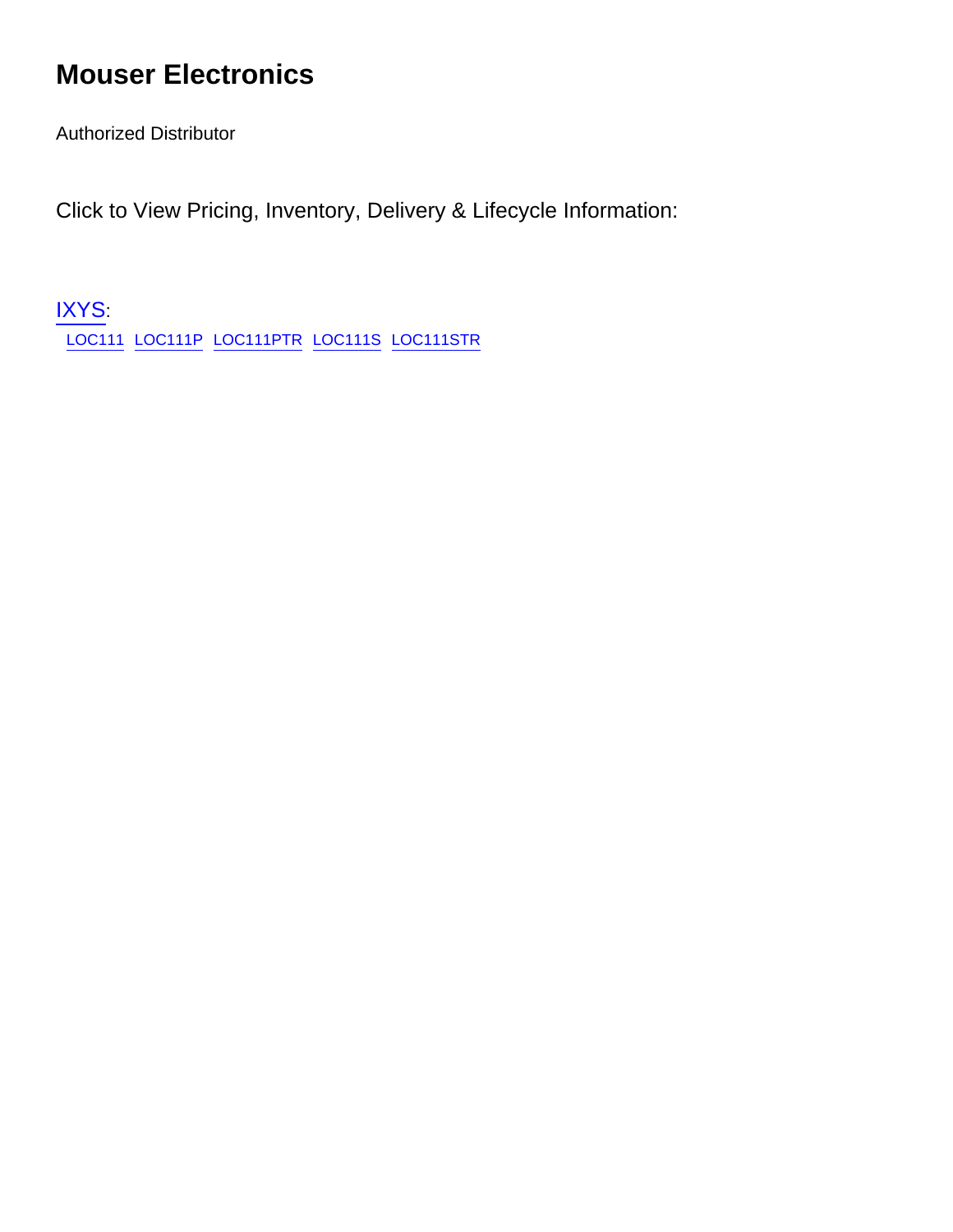# Mouser Electronics

Authorized Distributor

Click to View Pricing, Inventory, Delivery & Lifecycle Information:

IXYS:

LOC111 LOC111P LOC111PTR LOC111S LOC111STR